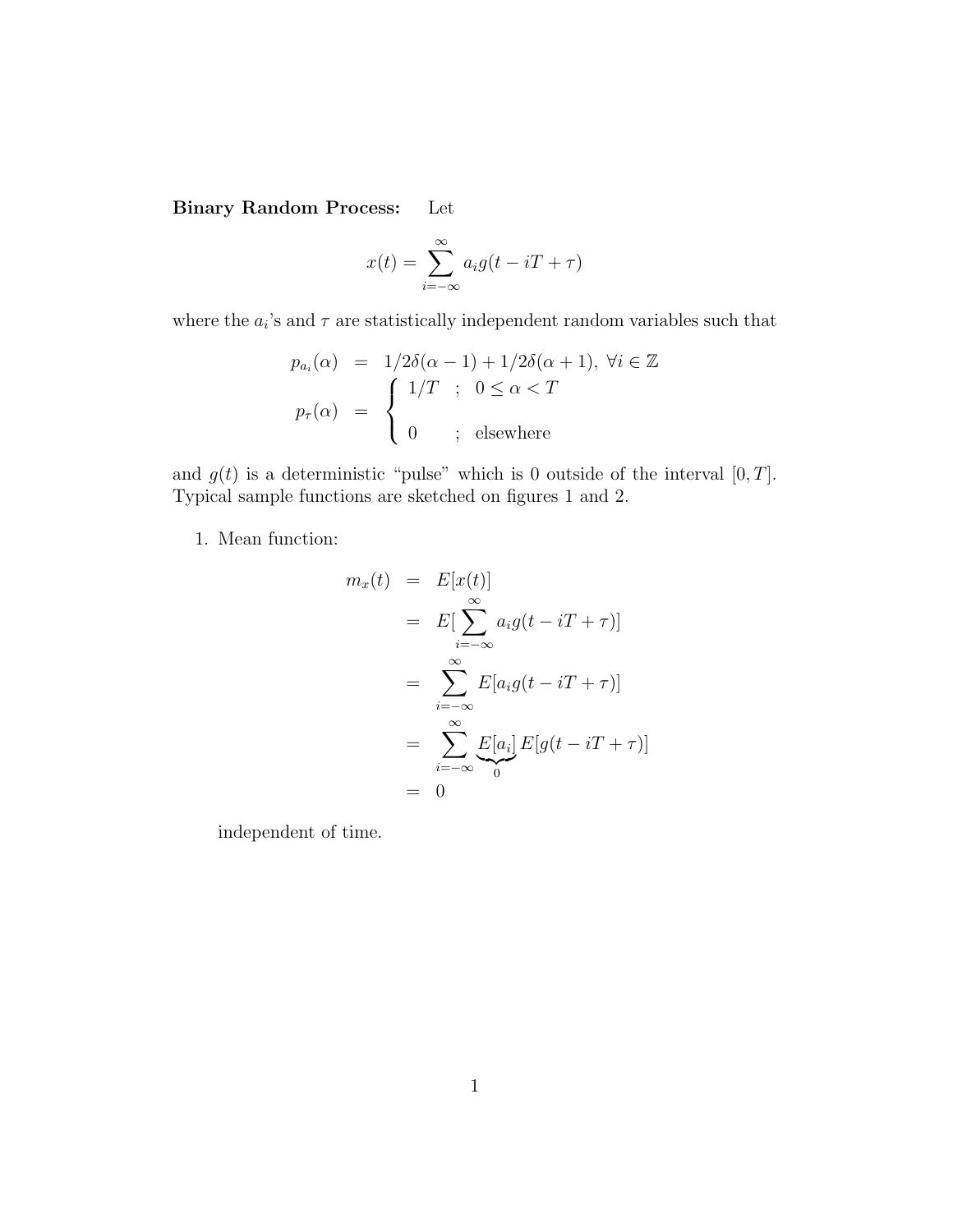**Binary Random Process:** Let

$$x(t) = \sum_{i=-\infty}^{\infty} a_i g(t - iT + \tau)$$

where the $a_i$'s and $\tau$ are statistically independent random variables such that

$$\begin{aligned}
p_{a_i}(\alpha) &= 1/2\delta(\alpha - 1) + 1/2\delta(\alpha + 1), \ \forall i \in \mathbb{Z} \\
p_\tau(\alpha) &= \begin{cases} 1/T & ; \ 0 \leq \alpha < T \\ \\ 0 & ; \ \text{elsewhere} \end{cases}
\end{aligned}$$

and $g(t)$ is a deterministic "pulse" which is 0 outside of the interval $[0, T]$. Typical sample functions are sketched on figures 1 and 2.

1. Mean function:

$$\begin{aligned}
m_x(t) &= E[x(t)] \\
&= E[\sum_{i=-\infty}^{\infty} a_i g(t - iT + \tau)] \\
&= \sum_{i=-\infty}^{\infty} E[a_i g(t - iT + \tau)] \\
&= \sum_{i=-\infty}^{\infty} \underbrace{E[a_i]}_{0} E[g(t - iT + \tau)] \\
&= 0
\end{aligned}$$

independent of time.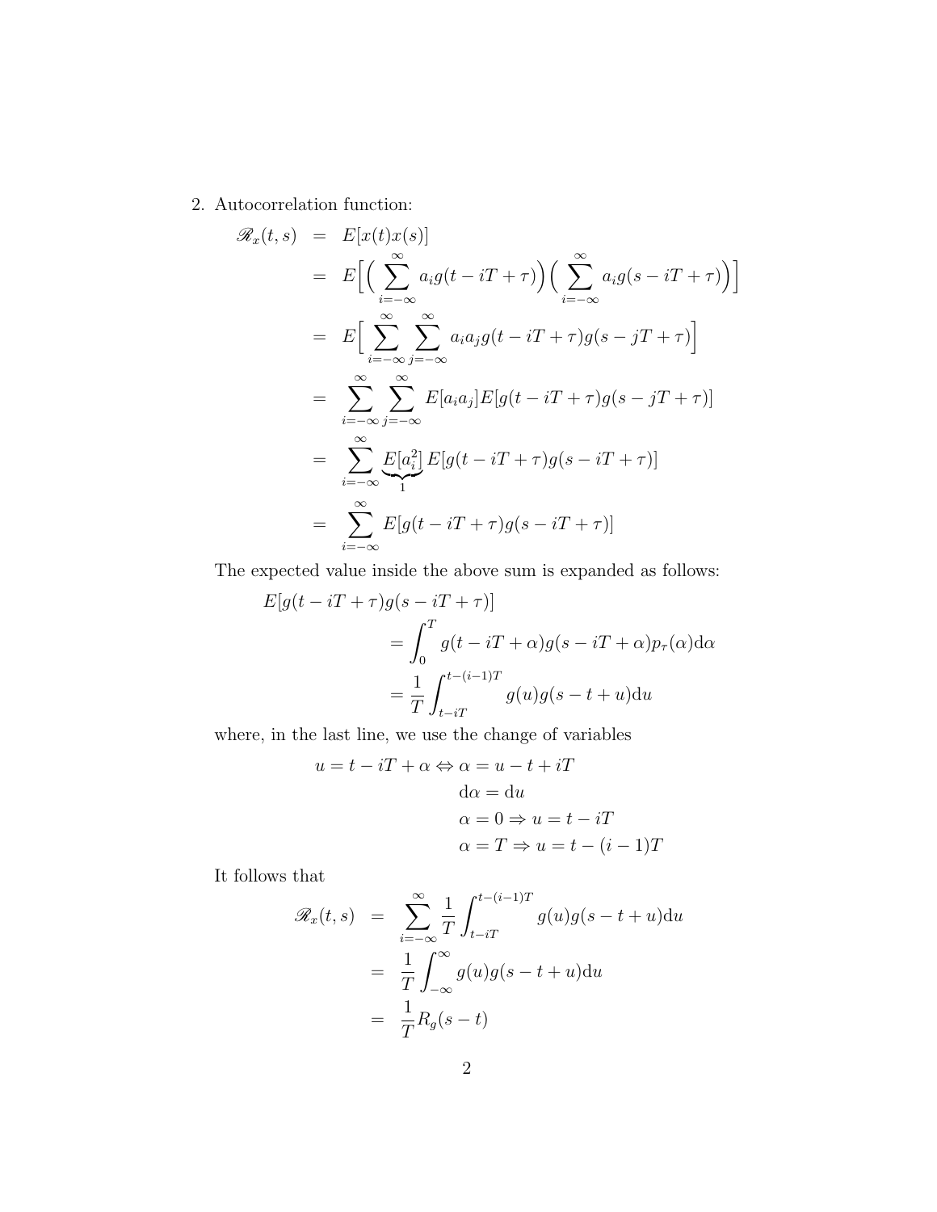2. Autocorrelation function:

$$
\begin{aligned}
\mathscr{R}_x(t,s) &= E[x(t)x(s)] \\
&= E\Big[\Big(\sum_{i=-\infty}^{\infty} a_i g(t-iT+\tau)\Big)\Big(\sum_{i=-\infty}^{\infty} a_i g(s-iT+\tau)\Big)\Big] \\
&= E\Big[\sum_{i=-\infty}^{\infty}\sum_{j=-\infty}^{\infty} a_i a_j g(t-iT+\tau) g(s-jT+\tau)\Big] \\
&= \sum_{i=-\infty}^{\infty}\sum_{j=-\infty}^{\infty} E[a_i a_j] E[g(t-iT+\tau)g(s-jT+\tau)] \\
&= \sum_{i=-\infty}^{\infty} \underbrace{E[a_i^2]}_{1} E[g(t-iT+\tau)g(s-iT+\tau)] \\
&= \sum_{i=-\infty}^{\infty} E[g(t-iT+\tau)g(s-iT+\tau)]
\end{aligned}
$$

The expected value inside the above sum is expanded as follows:

$$
\begin{aligned}
&E[g(t-iT+\tau)g(s-iT+\tau)] \\
&\qquad = \int_0^T g(t-iT+\alpha)g(s-iT+\alpha)p_\tau(\alpha)\mathrm{d}\alpha \\
&\qquad = \frac{1}{T}\int_{t-iT}^{t-(i-1)T} g(u)g(s-t+u)\mathrm{d}u
\end{aligned}
$$

where, in the last line, we use the change of variables

$$
\begin{aligned}
u = t - iT + \alpha \Leftrightarrow \alpha &= u - t + iT \\
\mathrm{d}\alpha &= \mathrm{d}u \\
\alpha = 0 &\Rightarrow u = t - iT \\
\alpha = T &\Rightarrow u = t-(i-1)T
\end{aligned}
$$

It follows that

$$
\begin{aligned}
\mathscr{R}_x(t,s) &= \sum_{i=-\infty}^{\infty}\frac{1}{T}\int_{t-iT}^{t-(i-1)T} g(u)g(s-t+u)\mathrm{d}u \\
&= \frac{1}{T}\int_{-\infty}^{\infty} g(u)g(s-t+u)\mathrm{d}u \\
&= \frac{1}{T}R_g(s-t)
\end{aligned}
$$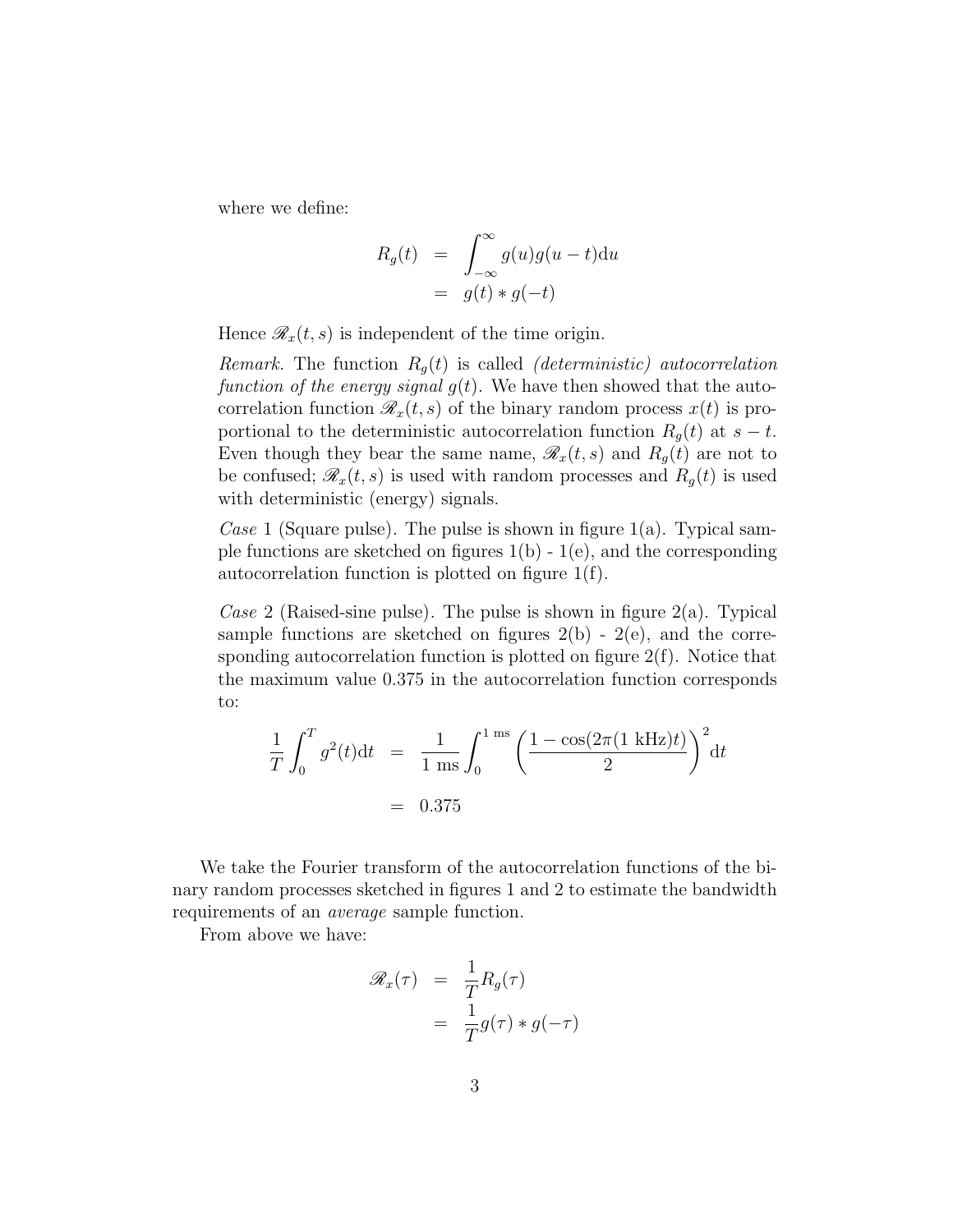where we define:

$$
\begin{aligned}
R_g(t) &= \int_{-\infty}^{\infty} g(u)g(u-t)\mathrm{d}u \\
&= g(t) * g(-t)
\end{aligned}
$$

Hence $\mathscr{R}_x(t,s)$ is independent of the time origin.

*Remark.* The function $R_g(t)$ is called *(deterministic) autocorrelation function of the energy signal* $g(t)$. We have then showed that the autocorrelation function $\mathscr{R}_x(t,s)$ of the binary random process $x(t)$ is proportional to the deterministic autocorrelation function $R_g(t)$ at $s-t$. Even though they bear the same name, $\mathscr{R}_x(t,s)$ and $R_g(t)$ are not to be confused; $\mathscr{R}_x(t,s)$ is used with random processes and $R_g(t)$ is used with deterministic (energy) signals.

*Case* 1 (Square pulse). The pulse is shown in figure 1(a). Typical sample functions are sketched on figures 1(b) - 1(e), and the corresponding autocorrelation function is plotted on figure 1(f).

*Case* 2 (Raised-sine pulse). The pulse is shown in figure 2(a). Typical sample functions are sketched on figures 2(b) - 2(e), and the corresponding autocorrelation function is plotted on figure 2(f). Notice that the maximum value 0.375 in the autocorrelation function corresponds to:

$$
\begin{aligned}
\frac{1}{T}\int_0^T g^2(t)\mathrm{d}t &= \frac{1}{1\text{ ms}}\int_0^{1\text{ ms}} \left(\frac{1-\cos(2\pi(1\text{ kHz})t)}{2}\right)^2 \mathrm{d}t \\
&= 0.375
\end{aligned}
$$

We take the Fourier transform of the autocorrelation functions of the binary random processes sketched in figures 1 and 2 to estimate the bandwidth requirements of an *average* sample function.

From above we have:

$$
\begin{aligned}
\mathscr{R}_x(\tau) &= \frac{1}{T}R_g(\tau) \\
&= \frac{1}{T}g(\tau) * g(-\tau)
\end{aligned}
$$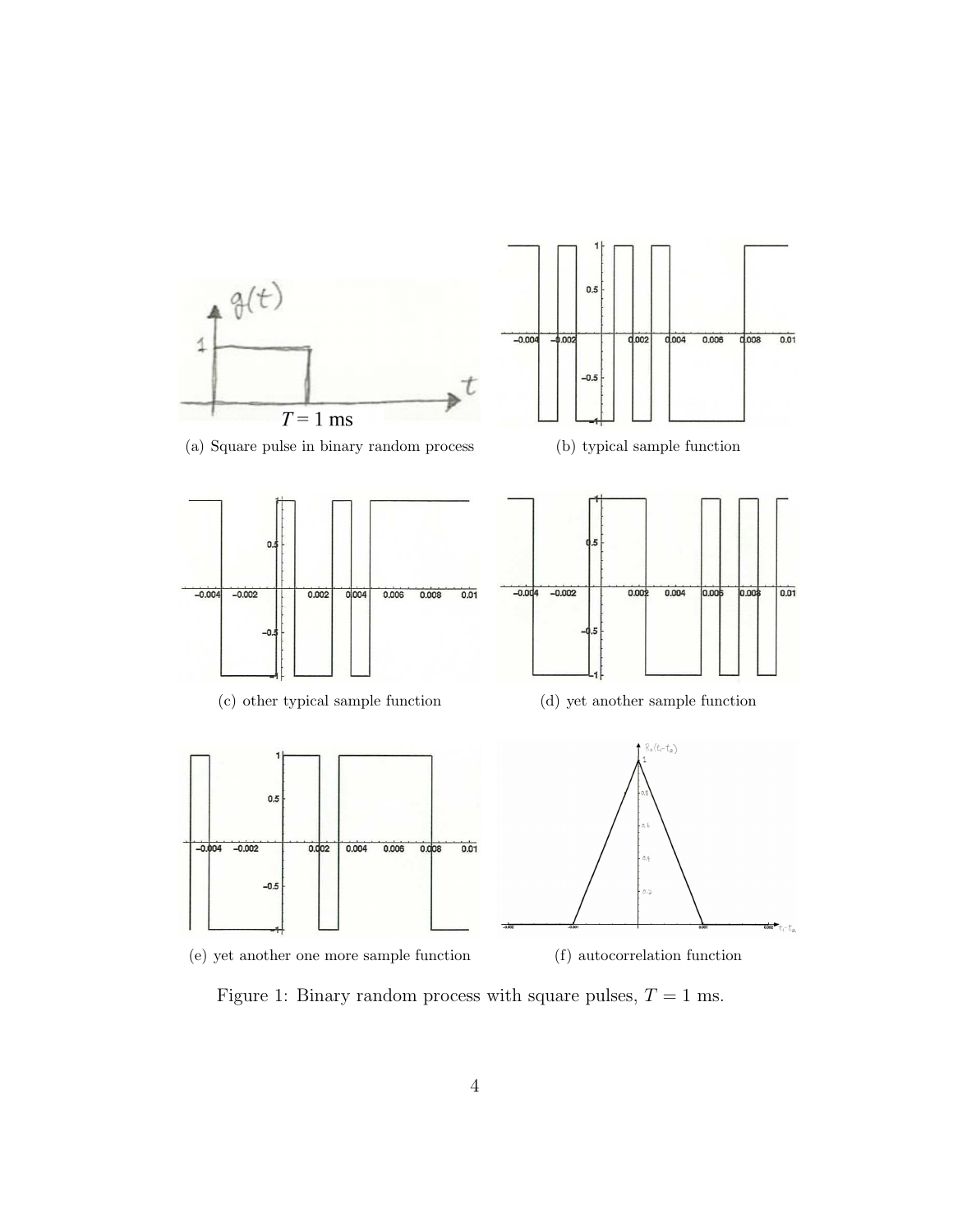(a) Square pulse in binary random process

(b) typical sample function

(c) other typical sample function

(d) yet another sample function

(e) yet another one more sample function

(f) autocorrelation function

Figure 1: Binary random process with square pulses, $T = 1$ ms.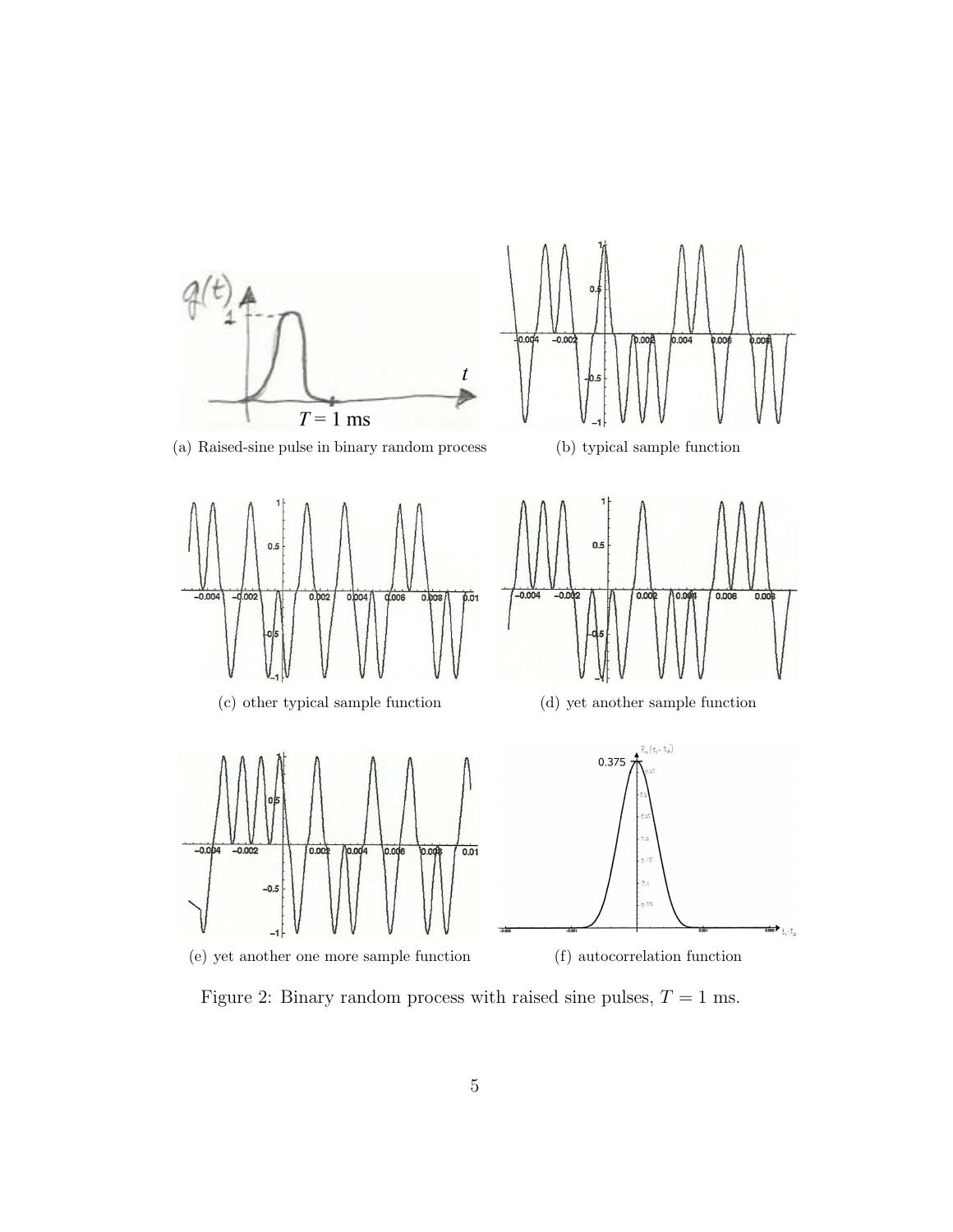(a) Raised-sine pulse in binary random process

(b) typical sample function

(c) other typical sample function

(d) yet another sample function

(e) yet another one more sample function

(f) autocorrelation function

Figure 2: Binary random process with raised sine pulses, $T = 1$ ms.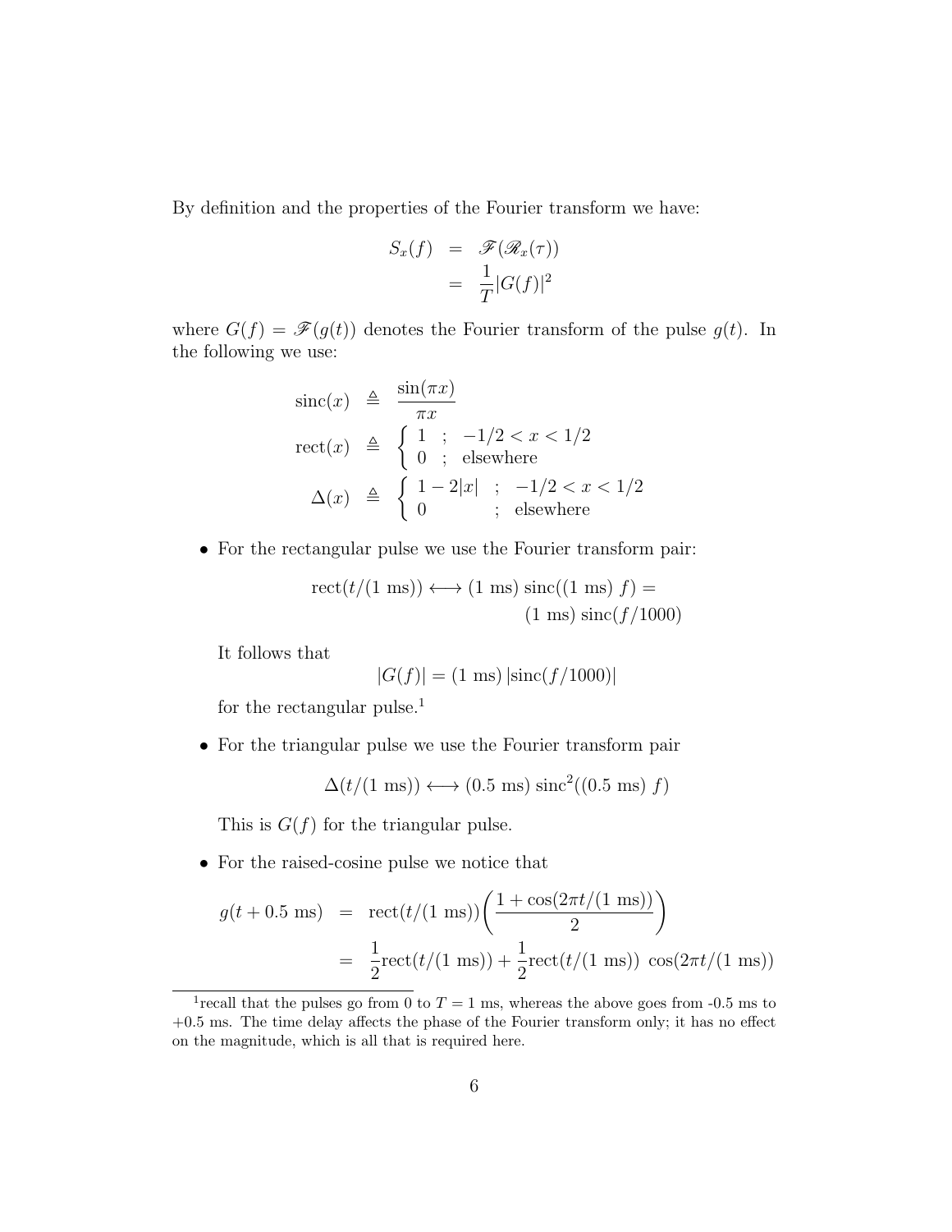By definition and the properties of the Fourier transform we have:

$$
\begin{aligned}
S_x(f) &= \mathscr{F}(\mathscr{R}_x(\tau)) \\
&= \frac{1}{T}|G(f)|^2
\end{aligned}
$$

where $G(f) = \mathscr{F}(g(t))$ denotes the Fourier transform of the pulse $g(t)$. In the following we use:

$$
\begin{aligned}
\text{sinc}(x) &\triangleq \frac{\sin(\pi x)}{\pi x} \\
\text{rect}(x) &\triangleq \begin{cases} 1 & ; \quad -1/2 < x < 1/2 \\ 0 & ; \quad \text{elsewhere} \end{cases} \\
\Delta(x) &\triangleq \begin{cases} 1 - 2|x| & ; \quad -1/2 < x < 1/2 \\ 0 & ; \quad \text{elsewhere} \end{cases}
\end{aligned}
$$

- For the rectangular pulse we use the Fourier transform pair:

  $$
  \begin{aligned}
  \text{rect}(t/(1 \text{ ms})) \longleftrightarrow (1 \text{ ms}) \, \text{sinc}((1 \text{ ms}) \, f) = \\
  (1 \text{ ms}) \, \text{sinc}(f/1000)
  \end{aligned}
  $$

  It follows that

  $$
  |G(f)| = (1 \text{ ms}) \, |\text{sinc}(f/1000)|
  $$

  for the rectangular pulse.[1]

- For the triangular pulse we use the Fourier transform pair

  $$
  \Delta(t/(1 \text{ ms})) \longleftrightarrow (0.5 \text{ ms}) \, \text{sinc}^2((0.5 \text{ ms}) \, f)
  $$

  This is $G(f)$ for the triangular pulse.

- For the raised-cosine pulse we notice that

  $$
  \begin{aligned}
  g(t + 0.5 \text{ ms}) &= \text{rect}(t/(1 \text{ ms}))\left(\frac{1 + \cos(2\pi t/(1 \text{ ms}))}{2}\right) \\
  &= \frac{1}{2}\text{rect}(t/(1 \text{ ms})) + \frac{1}{2}\text{rect}(t/(1 \text{ ms})) \, \cos(2\pi t/(1 \text{ ms}))
  \end{aligned}
  $$

[1] recall that the pulses go from 0 to $T = 1$ ms, whereas the above goes from -0.5 ms to +0.5 ms. The time delay affects the phase of the Fourier transform only; it has no effect on the magnitude, which is all that is required here.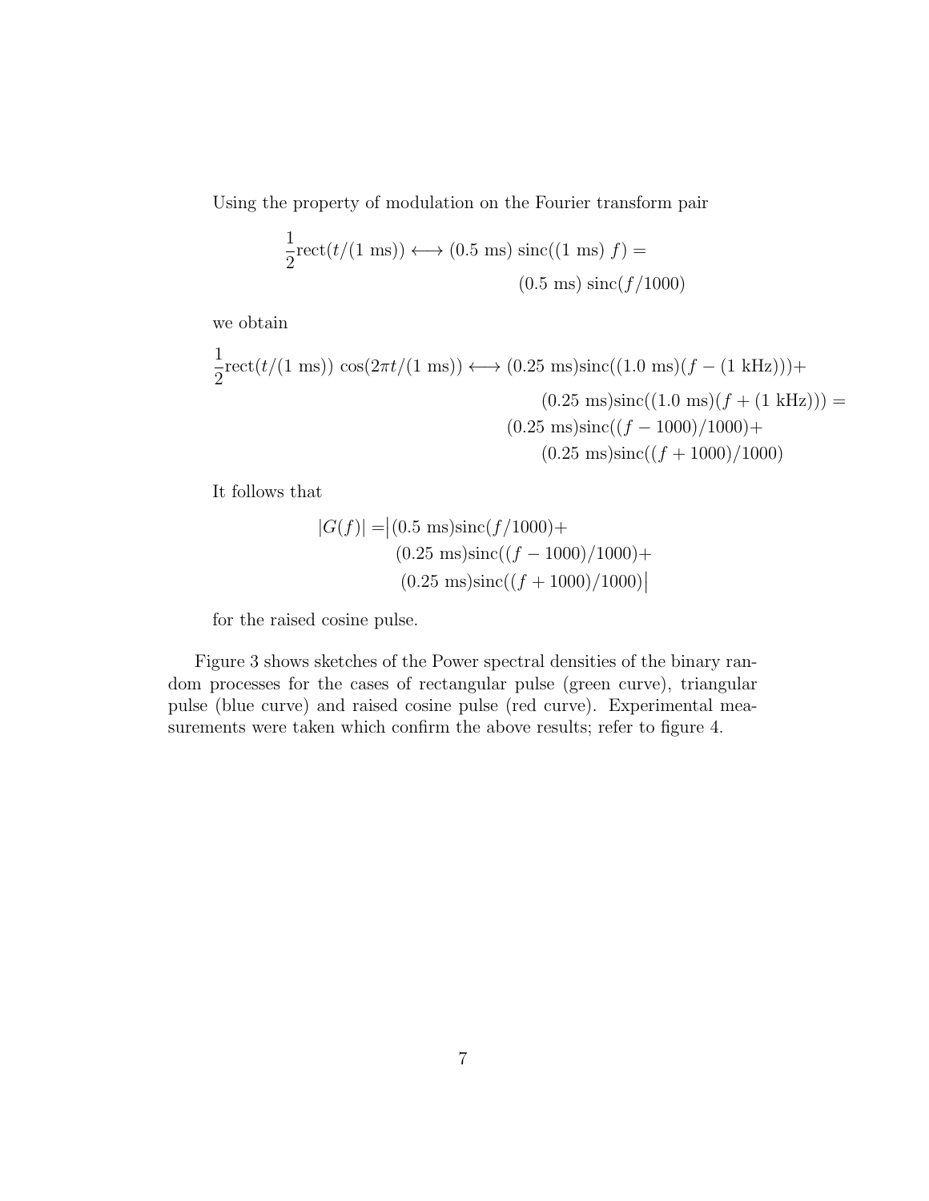Using the property of modulation on the Fourier transform pair

$$\frac{1}{2}\text{rect}(t/(1\text{ ms})) \longleftrightarrow (0.5\text{ ms})\ \text{sinc}((1\text{ ms})\ f) = (0.5\text{ ms})\ \text{sinc}(f/1000)$$

we obtain

$$\begin{aligned}\frac{1}{2}\text{rect}(t/(1\text{ ms}))\ \cos(2\pi t/(1\text{ ms})) \longleftrightarrow\ & (0.25\text{ ms})\text{sinc}((1.0\text{ ms})(f-(1\text{ kHz})))+ \\ & (0.25\text{ ms})\text{sinc}((1.0\text{ ms})(f+(1\text{ kHz}))) = \\ & (0.25\text{ ms})\text{sinc}((f-1000)/1000)+ \\ & (0.25\text{ ms})\text{sinc}((f+1000)/1000)\end{aligned}$$

It follows that

$$\begin{aligned}|G(f)| = \big|&(0.5\text{ ms})\text{sinc}(f/1000)+ \\ &(0.25\text{ ms})\text{sinc}((f-1000)/1000)+ \\ &(0.25\text{ ms})\text{sinc}((f+1000)/1000)\big|\end{aligned}$$

for the raised cosine pulse.

Figure 3 shows sketches of the Power spectral densities of the binary random processes for the cases of rectangular pulse (green curve), triangular pulse (blue curve) and raised cosine pulse (red curve). Experimental measurements were taken which confirm the above results; refer to figure 4.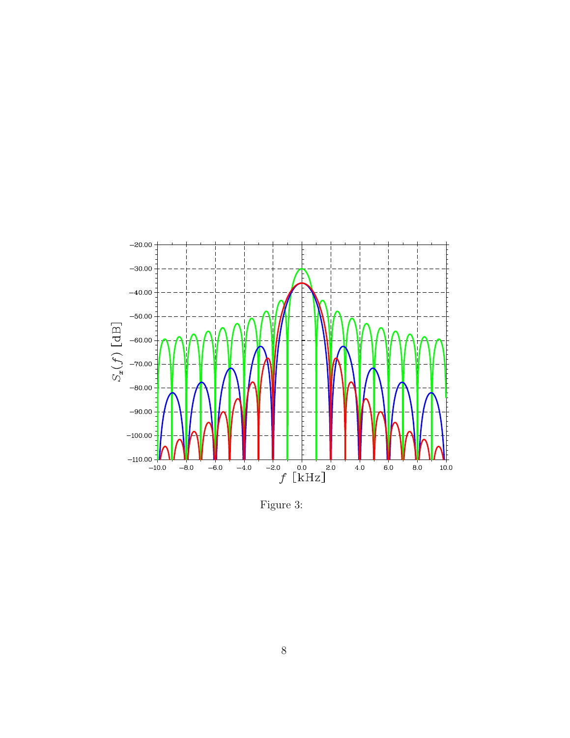Figure 3: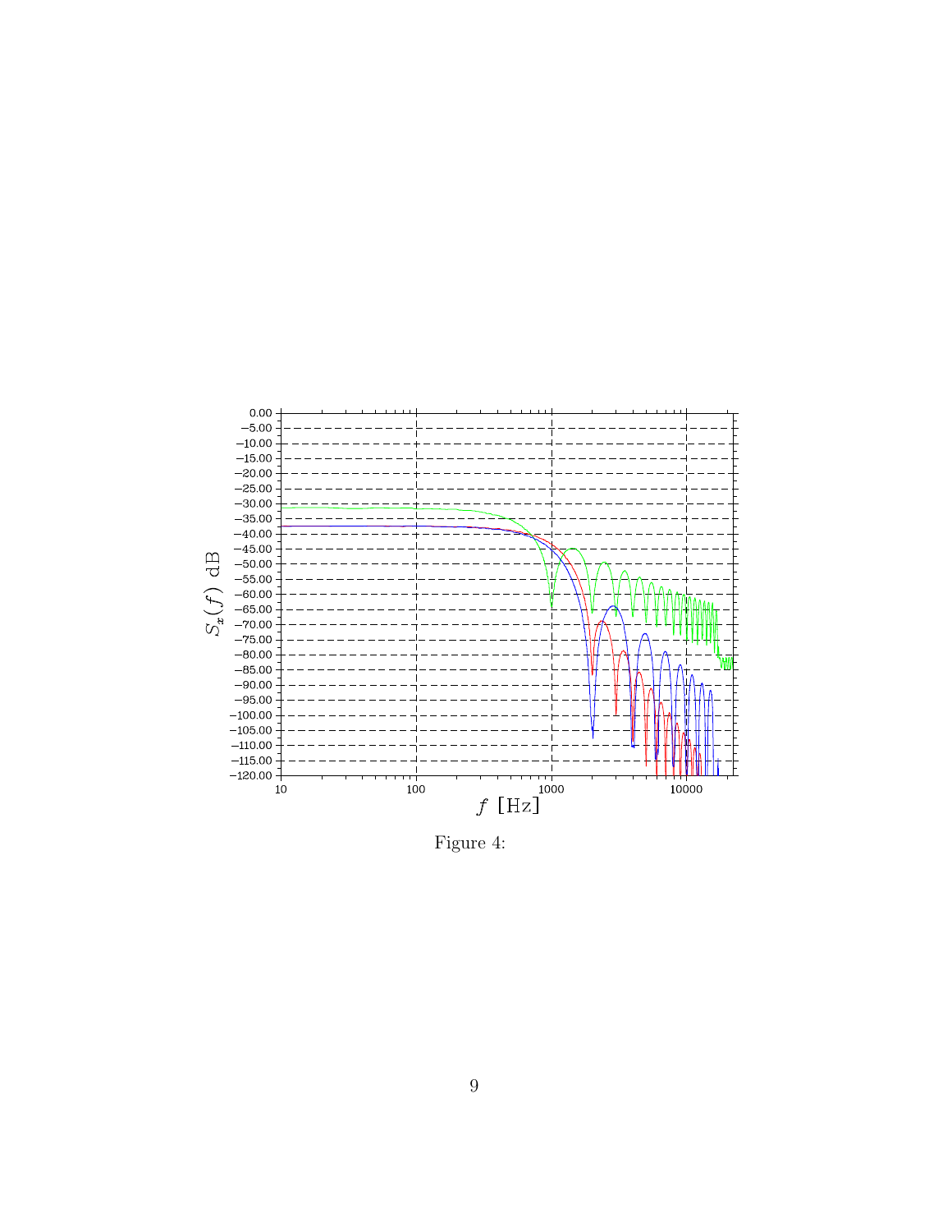0.00
−5.00
−10.00
−15.00
−20.00
−25.00
−30.00
−35.00
−40.00
−45.00
−50.00
−55.00
−60.00
−65.00
−70.00
−75.00
−80.00
−85.00
−90.00
−95.00
−100.00
−105.00
−110.00
−115.00
−120.00

$S_x(f)$ dB

10
100
1000
10000

$f$ [Hz]

Figure 4: